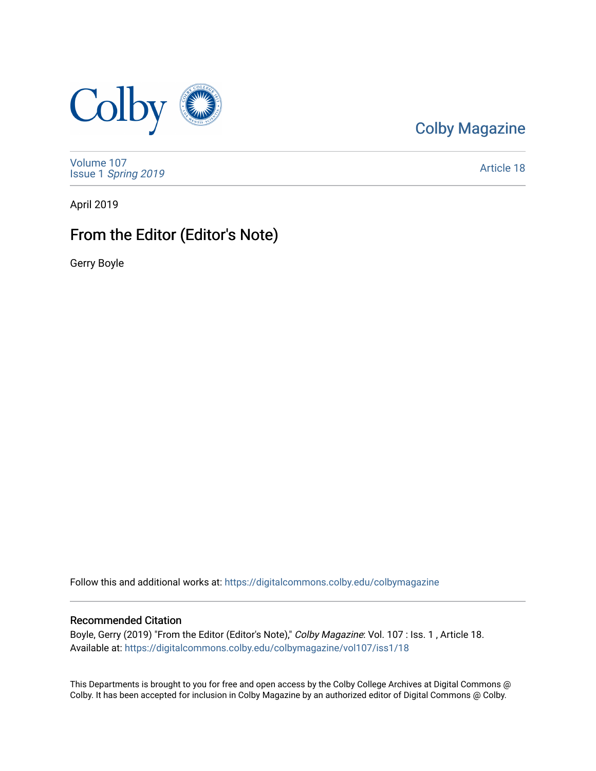Colby Magazine

Volume 107
Issue 1 *Spring 2019*

Article 18

April 2019

# From the Editor (Editor's Note)

Gerry Boyle

Follow this and additional works at: https://digitalcommons.colby.edu/colbymagazine

## Recommended Citation

Boyle, Gerry (2019) "From the Editor (Editor's Note)," *Colby Magazine*: Vol. 107 : Iss. 1 , Article 18.
Available at: https://digitalcommons.colby.edu/colbymagazine/vol107/iss1/18

This Departments is brought to you for free and open access by the Colby College Archives at Digital Commons @ Colby. It has been accepted for inclusion in Colby Magazine by an authorized editor of Digital Commons @ Colby.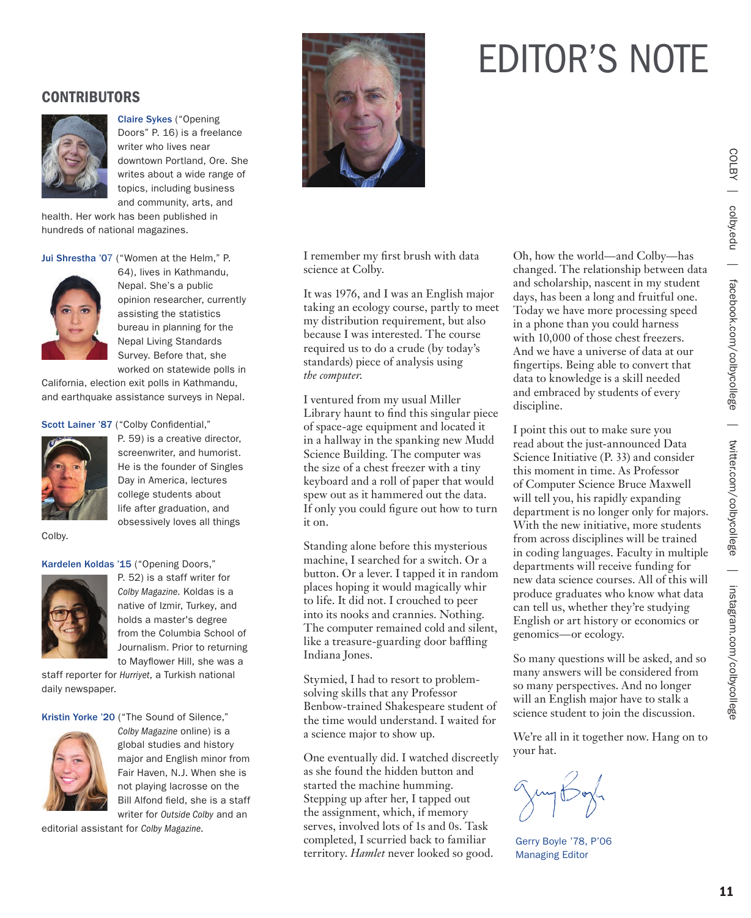# EDITOR'S NOTE

## CONTRIBUTORS

**Claire Sykes** ("Opening Doors" P. 16) is a freelance writer who lives near downtown Portland, Ore. She writes about a wide range of topics, including business and community, arts, and health. Her work has been published in hundreds of national magazines.

**Jui Shrestha '07** ("Women at the Helm," P. 64), lives in Kathmandu, Nepal. She's a public opinion researcher, currently assisting the statistics bureau in planning for the Nepal Living Standards Survey. Before that, she worked on statewide polls in California, election exit polls in Kathmandu, and earthquake assistance surveys in Nepal.

**Scott Lainer '87** ("Colby Confidential," P. 59) is a creative director, screenwriter, and humorist. He is the founder of Singles Day in America, lectures college students about life after graduation, and obsessively loves all things Colby.

**Kardelen Koldas '15** ("Opening Doors," P. 52) is a staff writer for *Colby Magazine*. Koldas is a native of Izmir, Turkey, and holds a master's degree from the Columbia School of Journalism. Prior to returning to Mayflower Hill, she was a staff reporter for *Hurriyet*, a Turkish national daily newspaper.

**Kristin Yorke '20** ("The Sound of Silence," *Colby Magazine* online) is a global studies and history major and English minor from Fair Haven, N.J. When she is not playing lacrosse on the Bill Alfond field, she is a staff writer for *Outside Colby* and an editorial assistant for *Colby Magazine*.

---

I remember my first brush with data science at Colby.

It was 1976, and I was an English major taking an ecology course, partly to meet my distribution requirement, but also because I was interested. The course required us to do a crude (by today's standards) piece of analysis using *the computer*.

I ventured from my usual Miller Library haunt to find this singular piece of space-age equipment and located it in a hallway in the spanking new Mudd Science Building. The computer was the size of a chest freezer with a tiny keyboard and a roll of paper that would spew out as it hammered out the data. If only you could figure out how to turn it on.

Standing alone before this mysterious machine, I searched for a switch. Or a button. Or a lever. I tapped it in random places hoping it would magically whir to life. It did not. I crouched to peer into its nooks and crannies. Nothing. The computer remained cold and silent, like a treasure-guarding door baffling Indiana Jones.

Stymied, I had to resort to problem-solving skills that any Professor Benbow-trained Shakespeare student of the time would understand. I waited for a science major to show up.

One eventually did. I watched discreetly as she found the hidden button and started the machine humming. Stepping up after her, I tapped out the assignment, which, if memory serves, involved lots of 1s and 0s. Task completed, I scurried back to familiar territory. *Hamlet* never looked so good.

Oh, how the world—and Colby—has changed. The relationship between data and scholarship, nascent in my student days, has been a long and fruitful one. Today we have more processing speed in a phone than you could harness with 10,000 of those chest freezers. And we have a universe of data at our fingertips. Being able to convert that data to knowledge is a skill needed and embraced by students of every discipline.

I point this out to make sure you read about the just-announced Data Science Initiative (P. 33) and consider this moment in time. As Professor of Computer Science Bruce Maxwell will tell you, his rapidly expanding department is no longer only for majors. With the new initiative, more students from across disciplines will be trained in coding languages. Faculty in multiple departments will receive funding for new data science courses. All of this will produce graduates who know what data can tell us, whether they're studying English or art history or economics or genomics—or ecology.

So many questions will be asked, and so many answers will be considered from so many perspectives. And no longer will an English major have to stalk a science student to join the discussion.

We're all in it together now. Hang on to your hat.

Gerry Boyle '78, P'06
Managing Editor